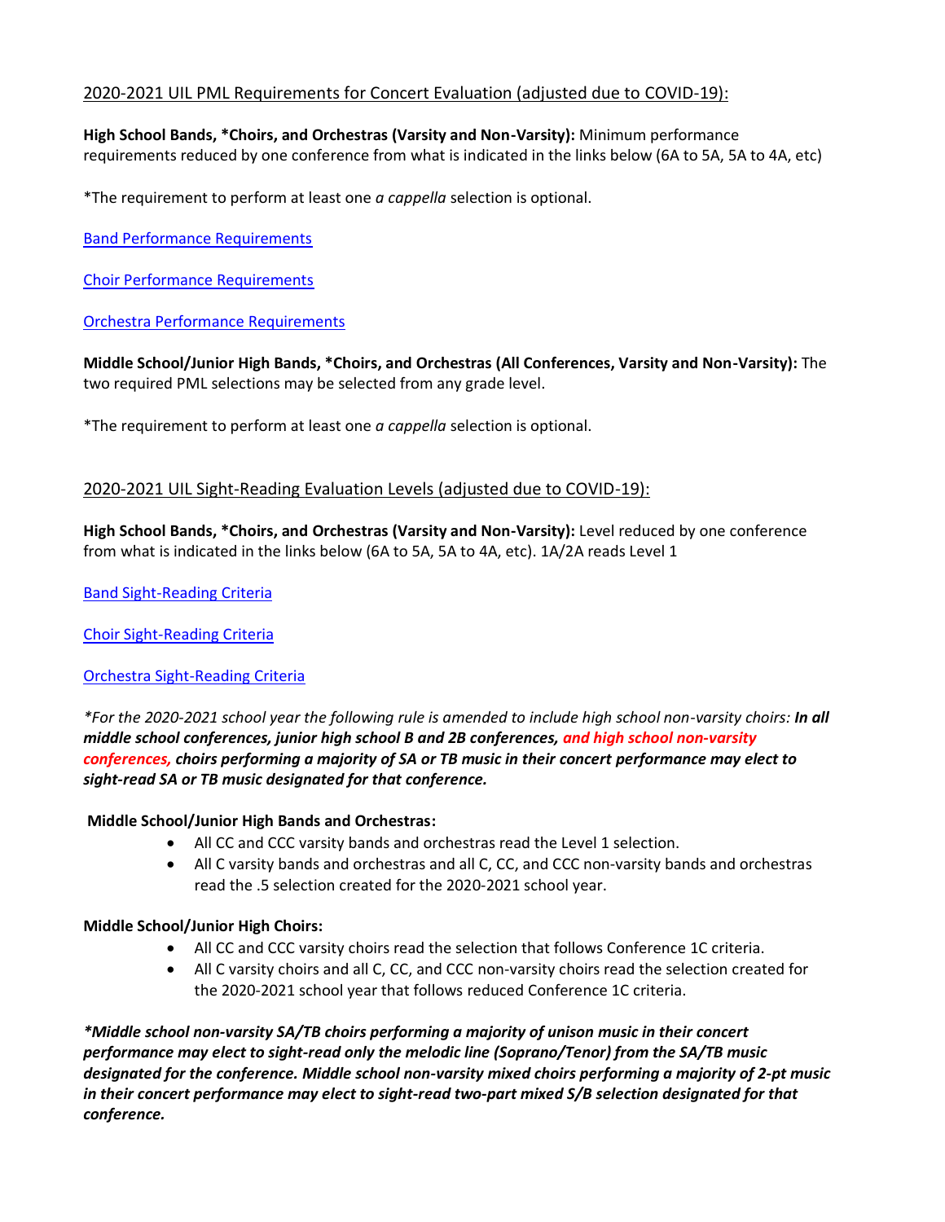## 2020-2021 UIL PML Requirements for Concert Evaluation (adjusted due to COVID-19):

**High School Bands, \*Choirs, and Orchestras (Varsity and Non-Varsity):** Minimum performance requirements reduced by one conference from what is indicated in the links below (6A to 5A, 5A to 4A, etc)

\*The requirement to perform at least one *a cappella* selection is optional.

Band Performance Requirements

Choir Performance Requirements

Orchestra Performance Requirements

**Middle School/Junior High Bands, \*Choirs, and Orchestras (All Conferences, Varsity and Non-Varsity):** The two required PML selections may be selected from any grade level.

\*The requirement to perform at least one *a cappella* selection is optional.

## 2020-2021 UIL Sight-Reading Evaluation Levels (adjusted due to COVID-19):

**High School Bands, \*Choirs, and Orchestras (Varsity and Non-Varsity):** Level reduced by one conference from what is indicated in the links below (6A to 5A, 5A to 4A, etc). 1A/2A reads Level 1

Band Sight-Reading Criteria

Choir Sight-Reading Criteria

Orchestra Sight-Reading Criteria

*\*For the 2020-2021 school year the following rule is amended to include high school non-varsity choirs:* ***In all middle school conferences, junior high school B and 2B conferences, and high school non-varsity conferences, choirs performing a majority of SA or TB music in their concert performance may elect to sight-read SA or TB music designated for that conference.***

**Middle School/Junior High Bands and Orchestras:**

- All CC and CCC varsity bands and orchestras read the Level 1 selection.
- All C varsity bands and orchestras and all C, CC, and CCC non-varsity bands and orchestras read the .5 selection created for the 2020-2021 school year.

**Middle School/Junior High Choirs:**

- All CC and CCC varsity choirs read the selection that follows Conference 1C criteria.
- All C varsity choirs and all C, CC, and CCC non-varsity choirs read the selection created for the 2020-2021 school year that follows reduced Conference 1C criteria.

***\*Middle school non-varsity SA/TB choirs performing a majority of unison music in their concert performance may elect to sight-read only the melodic line (Soprano/Tenor) from the SA/TB music designated for the conference. Middle school non-varsity mixed choirs performing a majority of 2-pt music in their concert performance may elect to sight-read two-part mixed S/B selection designated for that conference.***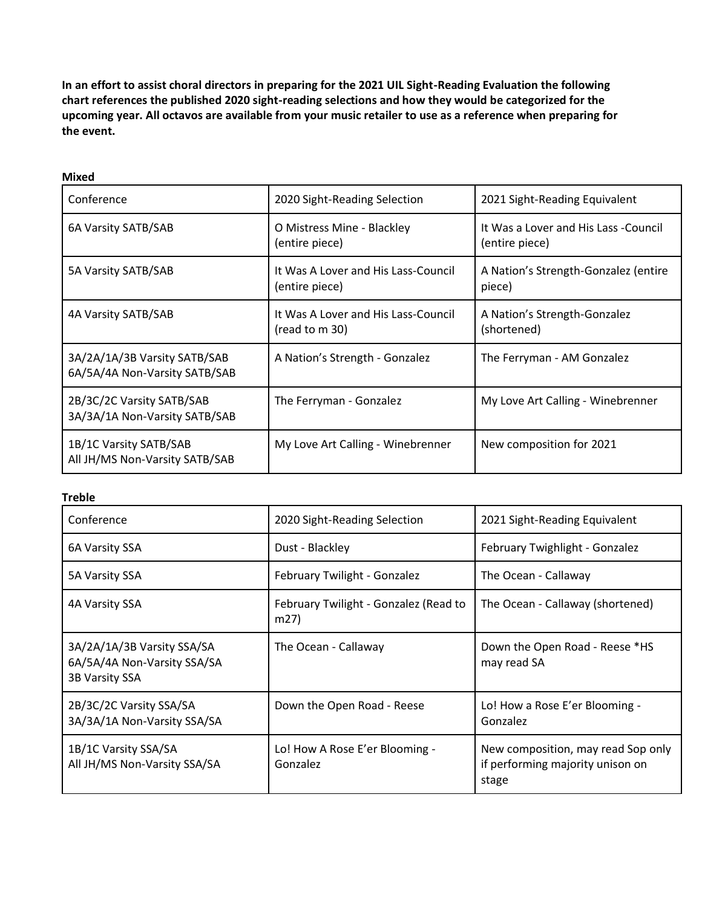**In an effort to assist choral directors in preparing for the 2021 UIL Sight-Reading Evaluation the following chart references the published 2020 sight-reading selections and how they would be categorized for the upcoming year. All octavos are available from your music retailer to use as a reference when preparing for the event.**

**Mixed**

| Conference | 2020 Sight-Reading Selection | 2021 Sight-Reading Equivalent |
|---|---|---|
| 6A Varsity SATB/SAB | O Mistress Mine - Blackley (entire piece) | It Was a Lover and His Lass -Council (entire piece) |
| 5A Varsity SATB/SAB | It Was A Lover and His Lass-Council (entire piece) | A Nation's Strength-Gonzalez (entire piece) |
| 4A Varsity SATB/SAB | It Was A Lover and His Lass-Council (read to m 30) | A Nation's Strength-Gonzalez (shortened) |
| 3A/2A/1A/3B Varsity SATB/SAB<br>6A/5A/4A Non-Varsity SATB/SAB | A Nation's Strength - Gonzalez | The Ferryman - AM Gonzalez |
| 2B/3C/2C Varsity SATB/SAB<br>3A/3A/1A Non-Varsity SATB/SAB | The Ferryman - Gonzalez | My Love Art Calling - Winebrenner |
| 1B/1C Varsity SATB/SAB<br>All JH/MS Non-Varsity SATB/SAB | My Love Art Calling - Winebrenner | New composition for 2021 |

**Treble**

| Conference | 2020 Sight-Reading Selection | 2021 Sight-Reading Equivalent |
|---|---|---|
| 6A Varsity SSA | Dust - Blackley | February Twighlight - Gonzalez |
| 5A Varsity SSA | February Twilight - Gonzalez | The Ocean - Callaway |
| 4A Varsity SSA | February Twilight - Gonzalez (Read to m27) | The Ocean - Callaway (shortened) |
| 3A/2A/1A/3B Varsity SSA/SA<br>6A/5A/4A Non-Varsity SSA/SA<br>3B Varsity SSA | The Ocean - Callaway | Down the Open Road - Reese *HS may read SA |
| 2B/3C/2C Varsity SSA/SA<br>3A/3A/1A Non-Varsity SSA/SA | Down the Open Road - Reese | Lo! How a Rose E'er Blooming - Gonzalez |
| 1B/1C Varsity SSA/SA<br>All JH/MS Non-Varsity SSA/SA | Lo! How A Rose E'er Blooming - Gonzalez | New composition, may read Sop only if performing majority unison on stage |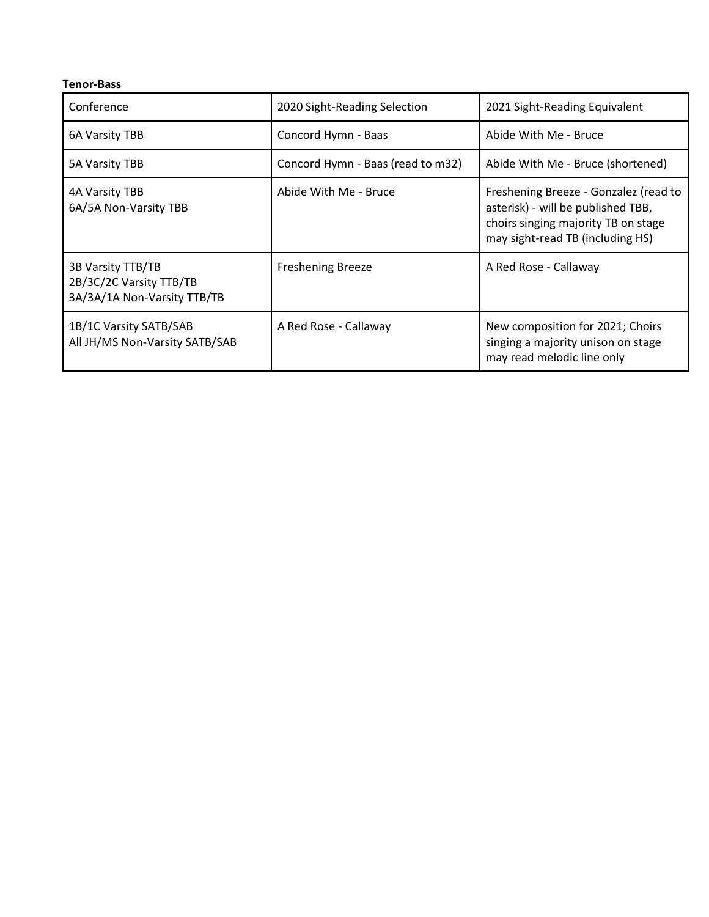**Tenor-Bass**

| Conference | 2020 Sight-Reading Selection | 2021 Sight-Reading Equivalent |
|---|---|---|
| 6A Varsity TBB | Concord Hymn - Baas | Abide With Me - Bruce |
| 5A Varsity TBB | Concord Hymn - Baas (read to m32) | Abide With Me - Bruce (shortened) |
| 4A Varsity TBB<br>6A/5A Non-Varsity TBB | Abide With Me - Bruce | Freshening Breeze - Gonzalez (read to asterisk) - will be published TBB, choirs singing majority TB on stage may sight-read TB (including HS) |
| 3B Varsity TTB/TB<br>2B/3C/2C Varsity TTB/TB<br>3A/3A/1A Non-Varsity TTB/TB | Freshening Breeze | A Red Rose - Callaway |
| 1B/1C Varsity SATB/SAB<br>All JH/MS Non-Varsity SATB/SAB | A Red Rose - Callaway | New composition for 2021; Choirs singing a majority unison on stage may read melodic line only |